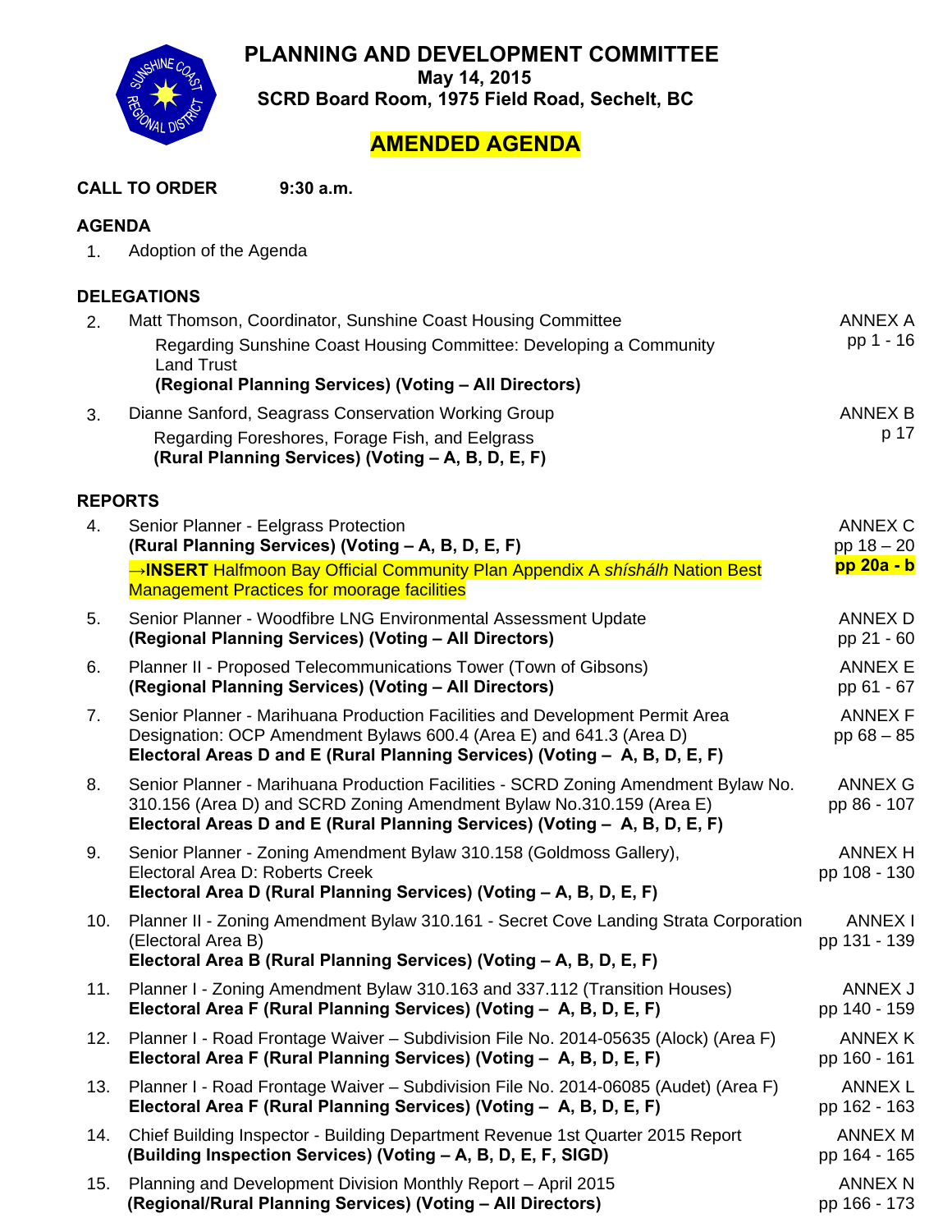# PLANNING AND DEVELOPMENT COMMITTEE

**May 14, 2015**

**SCRD Board Room, 1975 Field Road, Sechelt, BC**

## AMENDED AGENDA

**CALL TO ORDER** **9:30 a.m.**

### AGENDA

1. Adoption of the Agenda

### DELEGATIONS

| No. | Item | Annex |
|---|---|---|
| 2. | Matt Thomson, Coordinator, Sunshine Coast Housing Committee<br>Regarding Sunshine Coast Housing Committee: Developing a Community Land Trust<br>**(Regional Planning Services) (Voting – All Directors)** | ANNEX A<br>pp 1 - 16 |
| 3. | Dianne Sanford, Seagrass Conservation Working Group<br>Regarding Foreshores, Forage Fish, and Eelgrass<br>**(Rural Planning Services) (Voting – A, B, D, E, F)** | ANNEX B<br>p 17 |

### REPORTS

| No. | Item | Annex |
|---|---|---|
| 4. | Senior Planner - Eelgrass Protection<br>**(Rural Planning Services) (Voting – A, B, D, E, F)**<br>→**INSERT** Halfmoon Bay Official Community Plan Appendix A *shíshálh* Nation Best Management Practices for moorage facilities | ANNEX C<br>pp 18 – 20<br>**pp 20a - b** |
| 5. | Senior Planner - Woodfibre LNG Environmental Assessment Update<br>**(Regional Planning Services) (Voting – All Directors)** | ANNEX D<br>pp 21 - 60 |
| 6. | Planner II - Proposed Telecommunications Tower (Town of Gibsons)<br>**(Regional Planning Services) (Voting – All Directors)** | ANNEX E<br>pp 61 - 67 |
| 7. | Senior Planner - Marihuana Production Facilities and Development Permit Area Designation: OCP Amendment Bylaws 600.4 (Area E) and 641.3 (Area D)<br>**Electoral Areas D and E (Rural Planning Services) (Voting – A, B, D, E, F)** | ANNEX F<br>pp 68 – 85 |
| 8. | Senior Planner - Marihuana Production Facilities - SCRD Zoning Amendment Bylaw No. 310.156 (Area D) and SCRD Zoning Amendment Bylaw No.310.159 (Area E)<br>**Electoral Areas D and E (Rural Planning Services) (Voting – A, B, D, E, F)** | ANNEX G<br>pp 86 - 107 |
| 9. | Senior Planner - Zoning Amendment Bylaw 310.158 (Goldmoss Gallery), Electoral Area D: Roberts Creek<br>**Electoral Area D (Rural Planning Services) (Voting – A, B, D, E, F)** | ANNEX H<br>pp 108 - 130 |
| 10. | Planner II - Zoning Amendment Bylaw 310.161 - Secret Cove Landing Strata Corporation (Electoral Area B)<br>**Electoral Area B (Rural Planning Services) (Voting – A, B, D, E, F)** | ANNEX I<br>pp 131 - 139 |
| 11. | Planner I - Zoning Amendment Bylaw 310.163 and 337.112 (Transition Houses)<br>**Electoral Area F (Rural Planning Services) (Voting – A, B, D, E, F)** | ANNEX J<br>pp 140 - 159 |
| 12. | Planner I - Road Frontage Waiver – Subdivision File No. 2014-05635 (Alock) (Area F)<br>**Electoral Area F (Rural Planning Services) (Voting – A, B, D, E, F)** | ANNEX K<br>pp 160 - 161 |
| 13. | Planner I - Road Frontage Waiver – Subdivision File No. 2014-06085 (Audet) (Area F)<br>**Electoral Area F (Rural Planning Services) (Voting – A, B, D, E, F)** | ANNEX L<br>pp 162 - 163 |
| 14. | Chief Building Inspector - Building Department Revenue 1st Quarter 2015 Report<br>**(Building Inspection Services) (Voting – A, B, D, E, F, SIGD)** | ANNEX M<br>pp 164 - 165 |
| 15. | Planning and Development Division Monthly Report – April 2015<br>**(Regional/Rural Planning Services) (Voting – All Directors)** | ANNEX N<br>pp 166 - 173 |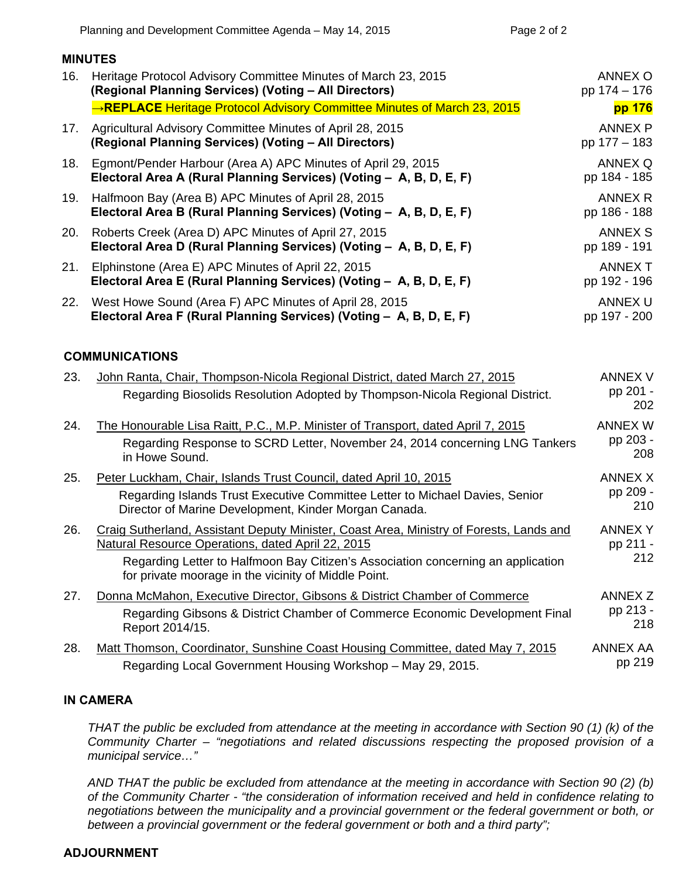## MINUTES

16. Heritage Protocol Advisory Committee Minutes of March 23, 2015 — ANNEX O pp 174 – 176
**(Regional Planning Services) (Voting – All Directors)**
→**REPLACE** Heritage Protocol Advisory Committee Minutes of March 23, 2015 — **pp 176**

17. Agricultural Advisory Committee Minutes of April 28, 2015 — ANNEX P pp 177 – 183
**(Regional Planning Services) (Voting – All Directors)**

18. Egmont/Pender Harbour (Area A) APC Minutes of April 29, 2015 — ANNEX Q pp 184 - 185
**Electoral Area A (Rural Planning Services) (Voting – A, B, D, E, F)**

19. Halfmoon Bay (Area B) APC Minutes of April 28, 2015 — ANNEX R pp 186 - 188
**Electoral Area B (Rural Planning Services) (Voting – A, B, D, E, F)**

20. Roberts Creek (Area D) APC Minutes of April 27, 2015 — ANNEX S pp 189 - 191
**Electoral Area D (Rural Planning Services) (Voting – A, B, D, E, F)**

21. Elphinstone (Area E) APC Minutes of April 22, 2015 — ANNEX T pp 192 - 196
**Electoral Area E (Rural Planning Services) (Voting – A, B, D, E, F)**

22. West Howe Sound (Area F) APC Minutes of April 28, 2015 — ANNEX U pp 197 - 200
**Electoral Area F (Rural Planning Services) (Voting – A, B, D, E, F)**

## COMMUNICATIONS

23. John Ranta, Chair, Thompson-Nicola Regional District, dated March 27, 2015 — ANNEX V pp 201 - 202
Regarding Biosolids Resolution Adopted by Thompson-Nicola Regional District.

24. The Honourable Lisa Raitt, P.C., M.P. Minister of Transport, dated April 7, 2015 — ANNEX W pp 203 - 208
Regarding Response to SCRD Letter, November 24, 2014 concerning LNG Tankers in Howe Sound.

25. Peter Luckham, Chair, Islands Trust Council, dated April 10, 2015 — ANNEX X pp 209 - 210
Regarding Islands Trust Executive Committee Letter to Michael Davies, Senior Director of Marine Development, Kinder Morgan Canada.

26. Craig Sutherland, Assistant Deputy Minister, Coast Area, Ministry of Forests, Lands and Natural Resource Operations, dated April 22, 2015 — ANNEX Y pp 211 - 212
Regarding Letter to Halfmoon Bay Citizen's Association concerning an application for private moorage in the vicinity of Middle Point.

27. Donna McMahon, Executive Director, Gibsons & District Chamber of Commerce — ANNEX Z pp 213 - 218
Regarding Gibsons & District Chamber of Commerce Economic Development Final Report 2014/15.

28. Matt Thomson, Coordinator, Sunshine Coast Housing Committee, dated May 7, 2015 — ANNEX AA pp 219
Regarding Local Government Housing Workshop – May 29, 2015.

## IN CAMERA

*THAT the public be excluded from attendance at the meeting in accordance with Section 90 (1) (k) of the Community Charter – "negotiations and related discussions respecting the proposed provision of a municipal service…"*

*AND THAT the public be excluded from attendance at the meeting in accordance with Section 90 (2) (b) of the Community Charter - "the consideration of information received and held in confidence relating to negotiations between the municipality and a provincial government or the federal government or both, or between a provincial government or the federal government or both and a third party";*

## ADJOURNMENT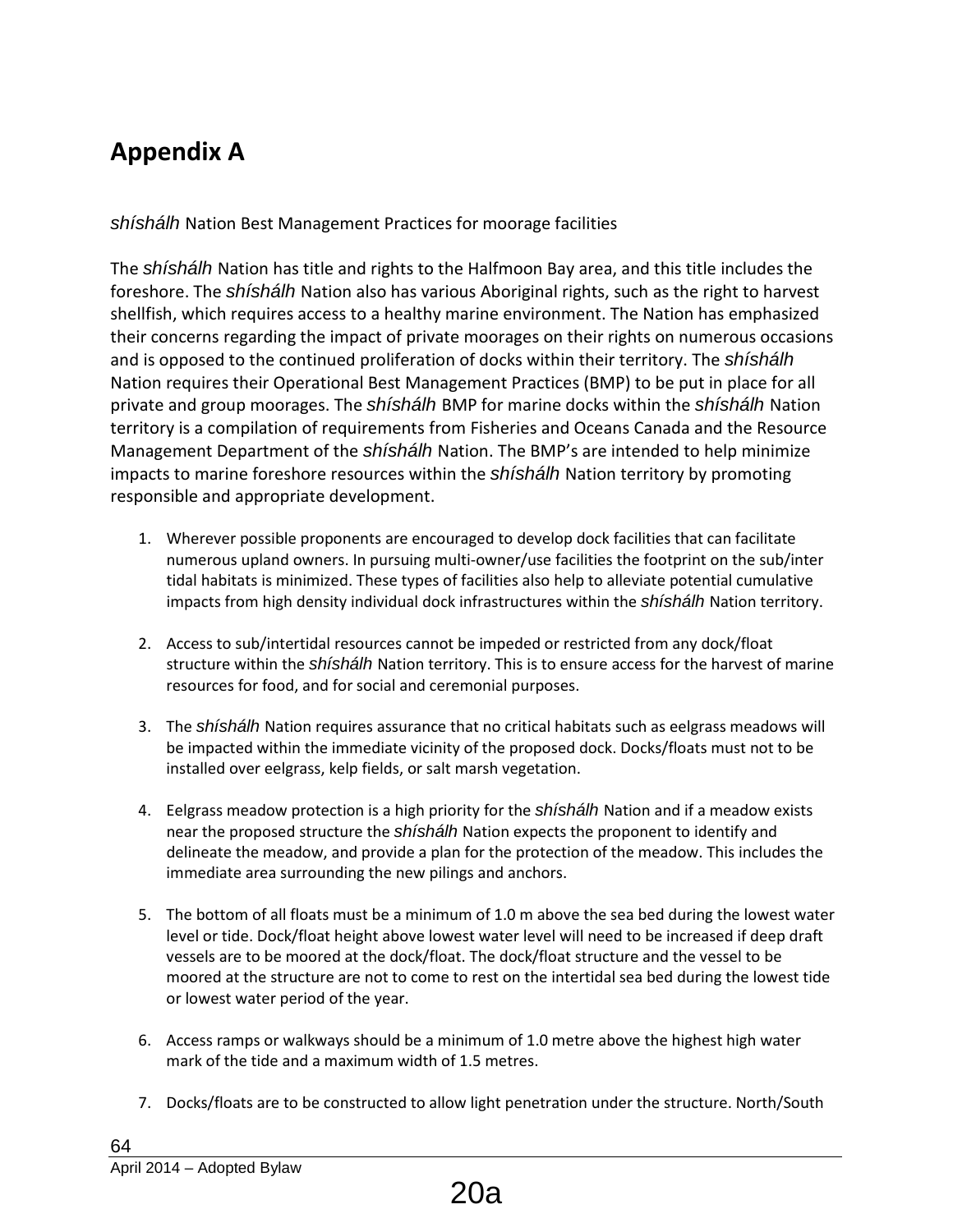# Appendix A

*shíshálh* Nation Best Management Practices for moorage facilities

The *shíshálh* Nation has title and rights to the Halfmoon Bay area, and this title includes the foreshore. The *shíshálh* Nation also has various Aboriginal rights, such as the right to harvest shellfish, which requires access to a healthy marine environment. The Nation has emphasized their concerns regarding the impact of private moorages on their rights on numerous occasions and is opposed to the continued proliferation of docks within their territory. The *shíshálh* Nation requires their Operational Best Management Practices (BMP) to be put in place for all private and group moorages. The *shíshálh* BMP for marine docks within the *shíshálh* Nation territory is a compilation of requirements from Fisheries and Oceans Canada and the Resource Management Department of the *shíshálh* Nation. The BMP's are intended to help minimize impacts to marine foreshore resources within the *shíshálh* Nation territory by promoting responsible and appropriate development.

1. Wherever possible proponents are encouraged to develop dock facilities that can facilitate numerous upland owners. In pursuing multi-owner/use facilities the footprint on the sub/inter tidal habitats is minimized. These types of facilities also help to alleviate potential cumulative impacts from high density individual dock infrastructures within the *shíshálh* Nation territory.

2. Access to sub/intertidal resources cannot be impeded or restricted from any dock/float structure within the *shíshálh* Nation territory. This is to ensure access for the harvest of marine resources for food, and for social and ceremonial purposes.

3. The *shíshálh* Nation requires assurance that no critical habitats such as eelgrass meadows will be impacted within the immediate vicinity of the proposed dock. Docks/floats must not to be installed over eelgrass, kelp fields, or salt marsh vegetation.

4. Eelgrass meadow protection is a high priority for the *shíshálh* Nation and if a meadow exists near the proposed structure the *shíshálh* Nation expects the proponent to identify and delineate the meadow, and provide a plan for the protection of the meadow. This includes the immediate area surrounding the new pilings and anchors.

5. The bottom of all floats must be a minimum of 1.0 m above the sea bed during the lowest water level or tide. Dock/float height above lowest water level will need to be increased if deep draft vessels are to be moored at the dock/float. The dock/float structure and the vessel to be moored at the structure are not to come to rest on the intertidal sea bed during the lowest tide or lowest water period of the year.

6. Access ramps or walkways should be a minimum of 1.0 metre above the highest high water mark of the tide and a maximum width of 1.5 metres.

7. Docks/floats are to be constructed to allow light penetration under the structure. North/South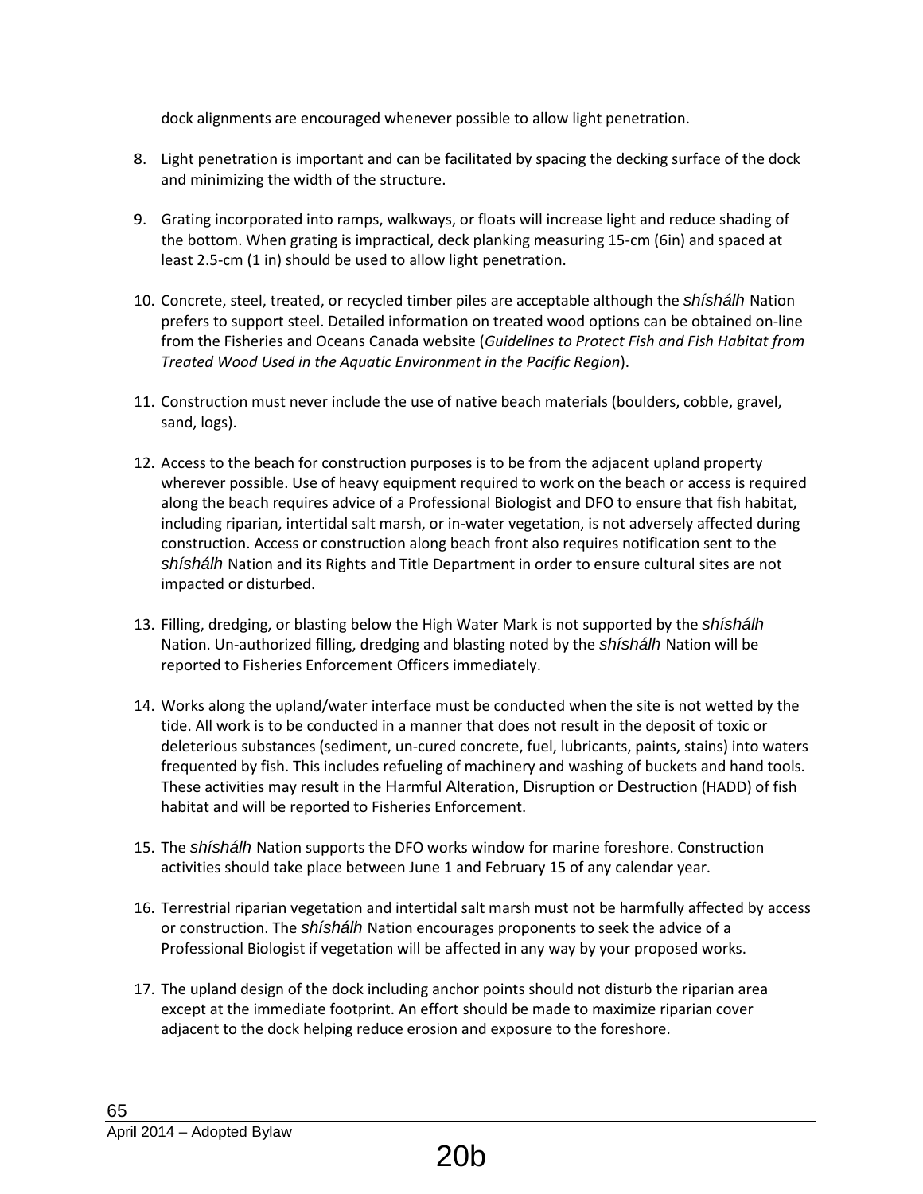dock alignments are encouraged whenever possible to allow light penetration.

8. Light penetration is important and can be facilitated by spacing the decking surface of the dock and minimizing the width of the structure.

9. Grating incorporated into ramps, walkways, or floats will increase light and reduce shading of the bottom. When grating is impractical, deck planking measuring 15-cm (6in) and spaced at least 2.5-cm (1 in) should be used to allow light penetration.

10. Concrete, steel, treated, or recycled timber piles are acceptable although the *shíshálh* Nation prefers to support steel. Detailed information on treated wood options can be obtained on-line from the Fisheries and Oceans Canada website (*Guidelines to Protect Fish and Fish Habitat from Treated Wood Used in the Aquatic Environment in the Pacific Region*).

11. Construction must never include the use of native beach materials (boulders, cobble, gravel, sand, logs).

12. Access to the beach for construction purposes is to be from the adjacent upland property wherever possible. Use of heavy equipment required to work on the beach or access is required along the beach requires advice of a Professional Biologist and DFO to ensure that fish habitat, including riparian, intertidal salt marsh, or in-water vegetation, is not adversely affected during construction. Access or construction along beach front also requires notification sent to the *shíshálh* Nation and its Rights and Title Department in order to ensure cultural sites are not impacted or disturbed.

13. Filling, dredging, or blasting below the High Water Mark is not supported by the *shíshálh* Nation. Un-authorized filling, dredging and blasting noted by the *shíshálh* Nation will be reported to Fisheries Enforcement Officers immediately.

14. Works along the upland/water interface must be conducted when the site is not wetted by the tide. All work is to be conducted in a manner that does not result in the deposit of toxic or deleterious substances (sediment, un-cured concrete, fuel, lubricants, paints, stains) into waters frequented by fish. This includes refueling of machinery and washing of buckets and hand tools. These activities may result in the Harmful Alteration, Disruption or Destruction (HADD) of fish habitat and will be reported to Fisheries Enforcement.

15. The *shíshálh* Nation supports the DFO works window for marine foreshore. Construction activities should take place between June 1 and February 15 of any calendar year.

16. Terrestrial riparian vegetation and intertidal salt marsh must not be harmfully affected by access or construction. The *shíshálh* Nation encourages proponents to seek the advice of a Professional Biologist if vegetation will be affected in any way by your proposed works.

17. The upland design of the dock including anchor points should not disturb the riparian area except at the immediate footprint. An effort should be made to maximize riparian cover adjacent to the dock helping reduce erosion and exposure to the foreshore.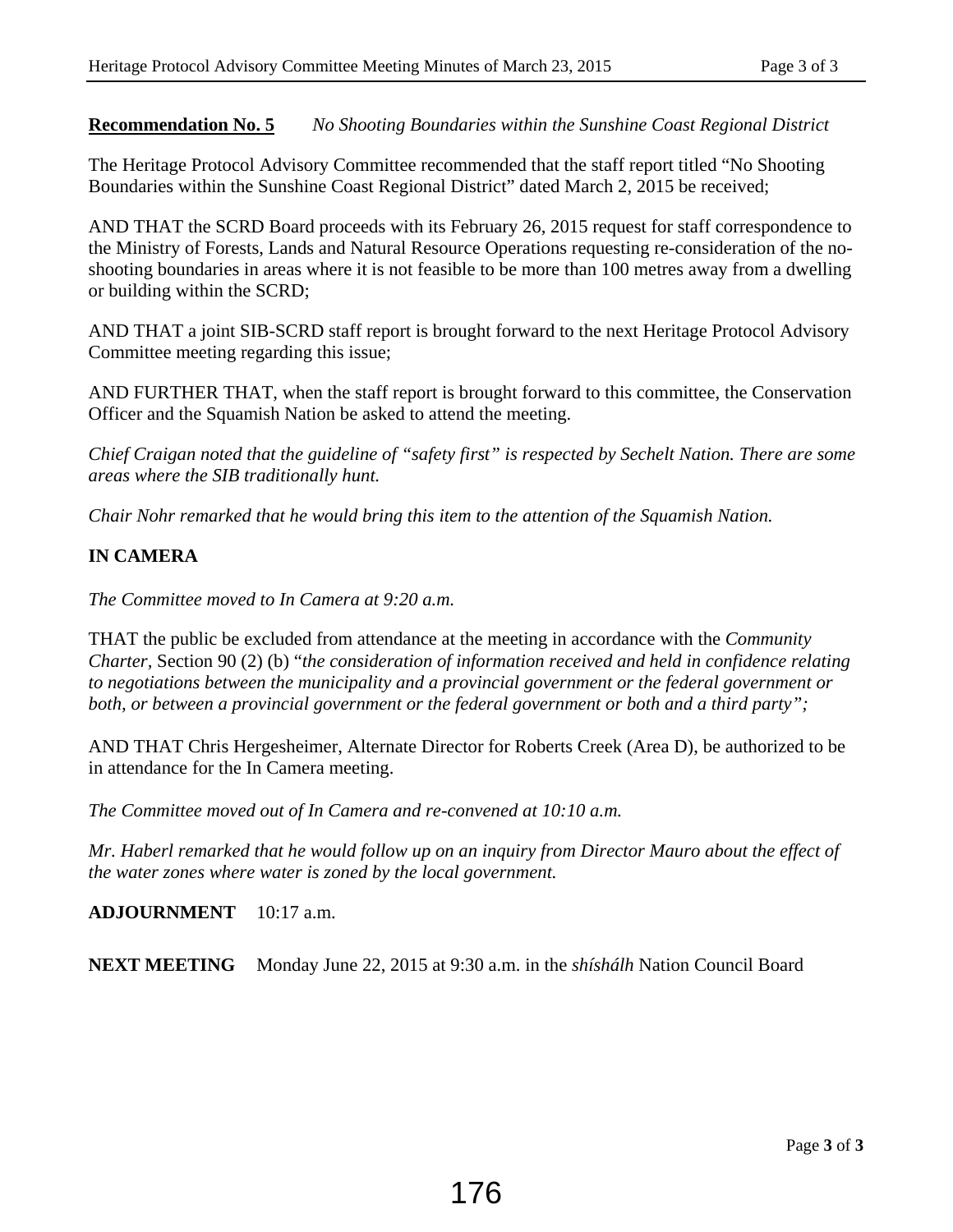**Recommendation No. 5** *No Shooting Boundaries within the Sunshine Coast Regional District*

The Heritage Protocol Advisory Committee recommended that the staff report titled "No Shooting Boundaries within the Sunshine Coast Regional District" dated March 2, 2015 be received;

AND THAT the SCRD Board proceeds with its February 26, 2015 request for staff correspondence to the Ministry of Forests, Lands and Natural Resource Operations requesting re-consideration of the no-shooting boundaries in areas where it is not feasible to be more than 100 metres away from a dwelling or building within the SCRD;

AND THAT a joint SIB-SCRD staff report is brought forward to the next Heritage Protocol Advisory Committee meeting regarding this issue;

AND FURTHER THAT, when the staff report is brought forward to this committee, the Conservation Officer and the Squamish Nation be asked to attend the meeting.

*Chief Craigan noted that the guideline of "safety first" is respected by Sechelt Nation. There are some areas where the SIB traditionally hunt.*

*Chair Nohr remarked that he would bring this item to the attention of the Squamish Nation.*

**IN CAMERA**

*The Committee moved to In Camera at 9:20 a.m.*

THAT the public be excluded from attendance at the meeting in accordance with the *Community Charter,* Section 90 (2) (b) "*the consideration of information received and held in confidence relating to negotiations between the municipality and a provincial government or the federal government or both, or between a provincial government or the federal government or both and a third party";*

AND THAT Chris Hergesheimer, Alternate Director for Roberts Creek (Area D), be authorized to be in attendance for the In Camera meeting.

*The Committee moved out of In Camera and re-convened at 10:10 a.m.*

*Mr. Haberl remarked that he would follow up on an inquiry from Director Mauro about the effect of the water zones where water is zoned by the local government.*

**ADJOURNMENT** 10:17 a.m.

**NEXT MEETING** Monday June 22, 2015 at 9:30 a.m. in the *shíshálh* Nation Council Board